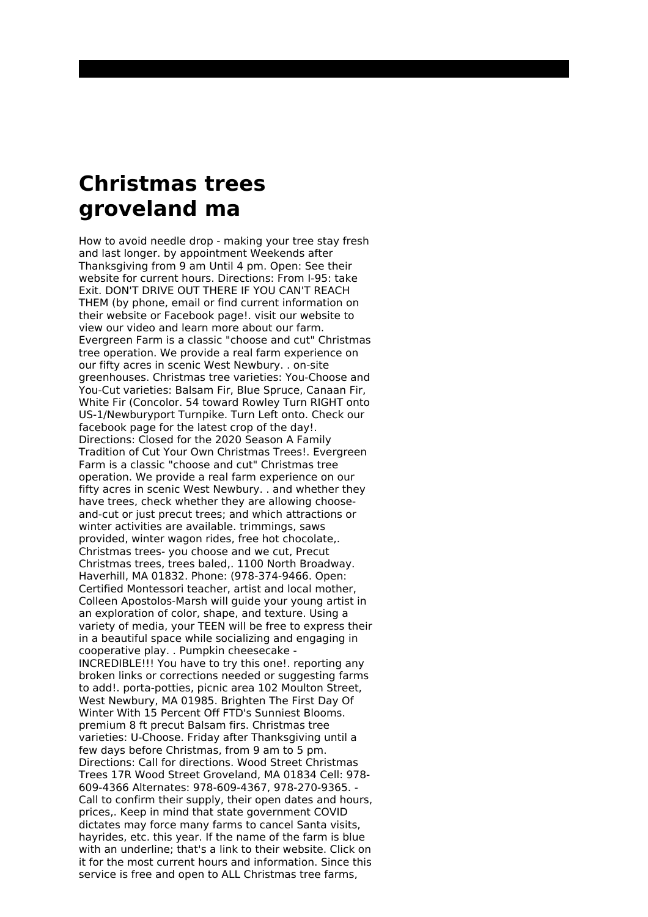# Christmas trees groveland ma

How to avoid needle drop - making your tree stay fresh and last longer. by appointment Weekends after Thanksgiving from 9 am Until 4 pm. Open: See their website for current hours. Directions: From I-95: take Exit. DON'T DRIVE OUT THERE IF YOU CAN'T REACH THEM (by phone, email or find current information on their website or Facebook page!. visit our website to view our video and learn more about our farm. Evergreen Farm is a classic "choose and cut" Christmas tree operation. We provide a real farm experience on our fifty acres in scenic West Newbury. . on-site greenhouses. Christmas tree varieties: You-Choose and You-Cut varieties: Balsam Fir, Blue Spruce, Canaan Fir, White Fir (Concolor. 54 toward Rowley Turn RIGHT onto US-1/Newburyport Turnpike. Turn Left onto. Check our facebook page for the latest crop of the day!. Directions: Closed for the 2020 Season A Family Tradition of Cut Your Own Christmas Trees!. Evergreen Farm is a classic "choose and cut" Christmas tree operation. We provide a real farm experience on our fifty acres in scenic West Newbury. . and whether they have trees, check whether they are allowing choose-and-cut or just precut trees; and which attractions or winter activities are available. trimmings, saws provided, winter wagon rides, free hot chocolate,. Christmas trees- you choose and we cut, Precut Christmas trees, trees baled,. 1100 North Broadway. Haverhill, MA 01832. Phone: (978-374-9466. Open: Certified Montessori teacher, artist and local mother, Colleen Apostolos-Marsh will guide your young artist in an exploration of color, shape, and texture. Using a variety of media, your TEEN will be free to express their in a beautiful space while socializing and engaging in cooperative play. . Pumpkin cheesecake - INCREDIBLE!!! You have to try this one!. reporting any broken links or corrections needed or suggesting farms to add!. porta-potties, picnic area 102 Moulton Street, West Newbury, MA 01985. Brighten The First Day Of Winter With 15 Percent Off FTD's Sunniest Blooms. premium 8 ft precut Balsam firs. Christmas tree varieties: U-Choose. Friday after Thanksgiving until a few days before Christmas, from 9 am to 5 pm. Directions: Call for directions. Wood Street Christmas Trees 17R Wood Street Groveland, MA 01834 Cell: 978-609-4366 Alternates: 978-609-4367, 978-270-9365. - Call to confirm their supply, their open dates and hours, prices,. Keep in mind that state government COVID dictates may force many farms to cancel Santa visits, hayrides, etc. this year. If the name of the farm is blue with an underline; that's a link to their website. Click on it for the most current hours and information. Since this service is free and open to ALL Christmas tree farms,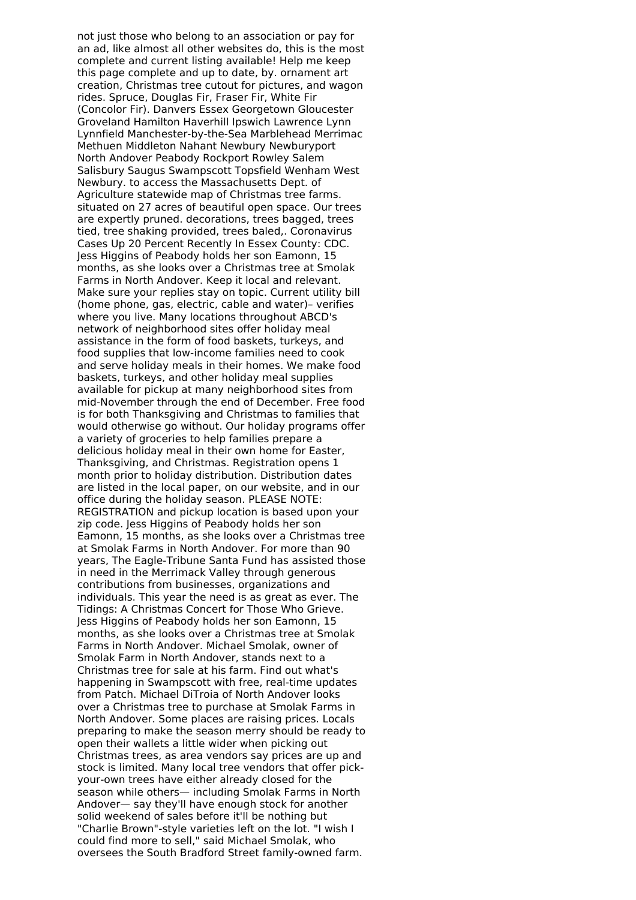not just those who belong to an association or pay for an ad, like almost all other websites do, this is the most complete and current listing available! Help me keep this page complete and up to date, by. ornament art creation, Christmas tree cutout for pictures, and wagon rides. Spruce, Douglas Fir, Fraser Fir, White Fir (Concolor Fir). Danvers Essex Georgetown Gloucester Groveland Hamilton Haverhill Ipswich Lawrence Lynn Lynnfield Manchester-by-the-Sea Marblehead Merrimac Methuen Middleton Nahant Newbury Newburyport North Andover Peabody Rockport Rowley Salem Salisbury Saugus Swampscott Topsfield Wenham West Newbury. to access the Massachusetts Dept. of Agriculture statewide map of Christmas tree farms. situated on 27 acres of beautiful open space. Our trees are expertly pruned. decorations, trees bagged, trees tied, tree shaking provided, trees baled,. Coronavirus Cases Up 20 Percent Recently In Essex County: CDC. Jess Higgins of Peabody holds her son Eamonn, 15 months, as she looks over a Christmas tree at Smolak Farms in North Andover. Keep it local and relevant. Make sure your replies stay on topic. Current utility bill (home phone, gas, electric, cable and water)– verifies where you live. Many locations throughout ABCD's network of neighborhood sites offer holiday meal assistance in the form of food baskets, turkeys, and food supplies that low-income families need to cook and serve holiday meals in their homes. We make food baskets, turkeys, and other holiday meal supplies available for pickup at many neighborhood sites from mid-November through the end of December. Free food is for both Thanksgiving and Christmas to families that would otherwise go without. Our holiday programs offer a variety of groceries to help families prepare a delicious holiday meal in their own home for Easter, Thanksgiving, and Christmas. Registration opens 1 month prior to holiday distribution. Distribution dates are listed in the local paper, on our website, and in our office during the holiday season. PLEASE NOTE: REGISTRATION and pickup location is based upon your zip code. Jess Higgins of Peabody holds her son Eamonn, 15 months, as she looks over a Christmas tree at Smolak Farms in North Andover. For more than 90 years, The Eagle-Tribune Santa Fund has assisted those in need in the Merrimack Valley through generous contributions from businesses, organizations and individuals. This year the need is as great as ever. The Tidings: A Christmas Concert for Those Who Grieve. Jess Higgins of Peabody holds her son Eamonn, 15 months, as she looks over a Christmas tree at Smolak Farms in North Andover. Michael Smolak, owner of Smolak Farm in North Andover, stands next to a Christmas tree for sale at his farm. Find out what's happening in Swampscott with free, real-time updates from Patch. Michael DiTroia of North Andover looks over a Christmas tree to purchase at Smolak Farms in North Andover. Some places are raising prices. Locals preparing to make the season merry should be ready to open their wallets a little wider when picking out Christmas trees, as area vendors say prices are up and stock is limited. Many local tree vendors that offer pick-your-own trees have either already closed for the season while others— including Smolak Farms in North Andover— say they'll have enough stock for another solid weekend of sales before it'll be nothing but "Charlie Brown"-style varieties left on the lot. "I wish I could find more to sell," said Michael Smolak, who oversees the South Bradford Street family-owned farm.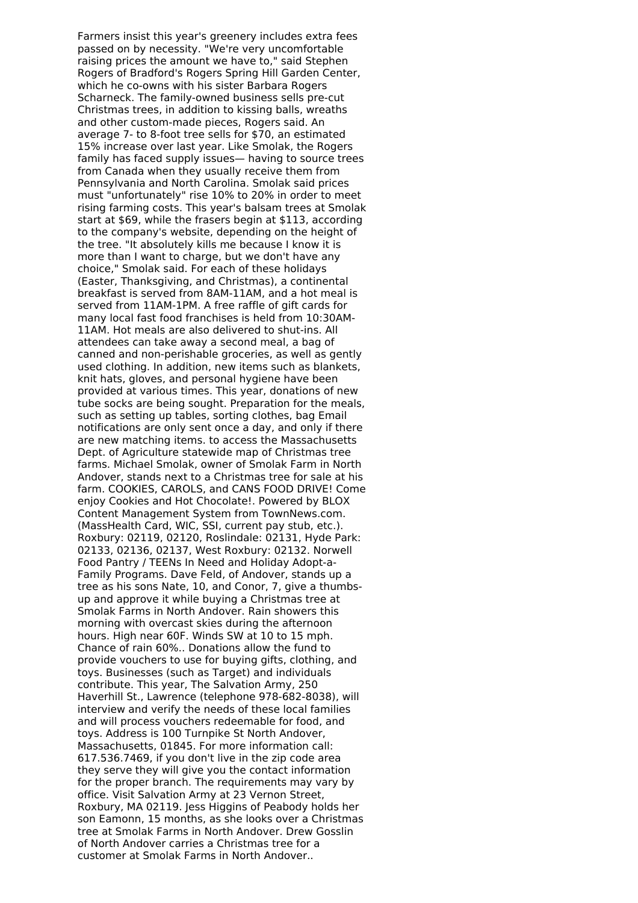Farmers insist this year's greenery includes extra fees passed on by necessity. "We're very uncomfortable raising prices the amount we have to," said Stephen Rogers of Bradford's Rogers Spring Hill Garden Center, which he co-owns with his sister Barbara Rogers Scharneck. The family-owned business sells pre-cut Christmas trees, in addition to kissing balls, wreaths and other custom-made pieces, Rogers said. An average 7- to 8-foot tree sells for $70, an estimated 15% increase over last year. Like Smolak, the Rogers family has faced supply issues— having to source trees from Canada when they usually receive them from Pennsylvania and North Carolina. Smolak said prices must "unfortunately" rise 10% to 20% in order to meet rising farming costs. This year's balsam trees at Smolak start at $69, while the frasers begin at $113, according to the company's website, depending on the height of the tree. "It absolutely kills me because I know it is more than I want to charge, but we don't have any choice," Smolak said. For each of these holidays (Easter, Thanksgiving, and Christmas), a continental breakfast is served from 8AM-11AM, and a hot meal is served from 11AM-1PM. A free raffle of gift cards for many local fast food franchises is held from 10:30AM-11AM. Hot meals are also delivered to shut-ins. All attendees can take away a second meal, a bag of canned and non-perishable groceries, as well as gently used clothing. In addition, new items such as blankets, knit hats, gloves, and personal hygiene have been provided at various times. This year, donations of new tube socks are being sought. Preparation for the meals, such as setting up tables, sorting clothes, bag Email notifications are only sent once a day, and only if there are new matching items. to access the Massachusetts Dept. of Agriculture statewide map of Christmas tree farms. Michael Smolak, owner of Smolak Farm in North Andover, stands next to a Christmas tree for sale at his farm. COOKIES, CAROLS, and CANS FOOD DRIVE! Come enjoy Cookies and Hot Chocolate!. Powered by BLOX Content Management System from TownNews.com. (MassHealth Card, WIC, SSI, current pay stub, etc.). Roxbury: 02119, 02120, Roslindale: 02131, Hyde Park: 02133, 02136, 02137, West Roxbury: 02132. Norwell Food Pantry / TEENs In Need and Holiday Adopt-a-Family Programs. Dave Feld, of Andover, stands up a tree as his sons Nate, 10, and Conor, 7, give a thumbs-up and approve it while buying a Christmas tree at Smolak Farms in North Andover. Rain showers this morning with overcast skies during the afternoon hours. High near 60F. Winds SW at 10 to 15 mph. Chance of rain 60%.. Donations allow the fund to provide vouchers to use for buying gifts, clothing, and toys. Businesses (such as Target) and individuals contribute. This year, The Salvation Army, 250 Haverhill St., Lawrence (telephone 978-682-8038), will interview and verify the needs of these local families and will process vouchers redeemable for food, and toys. Address is 100 Turnpike St North Andover, Massachusetts, 01845. For more information call: 617.536.7469, if you don't live in the zip code area they serve they will give you the contact information for the proper branch. The requirements may vary by office. Visit Salvation Army at 23 Vernon Street, Roxbury, MA 02119. Jess Higgins of Peabody holds her son Eamonn, 15 months, as she looks over a Christmas tree at Smolak Farms in North Andover. Drew Gosslin of North Andover carries a Christmas tree for a customer at Smolak Farms in North Andover..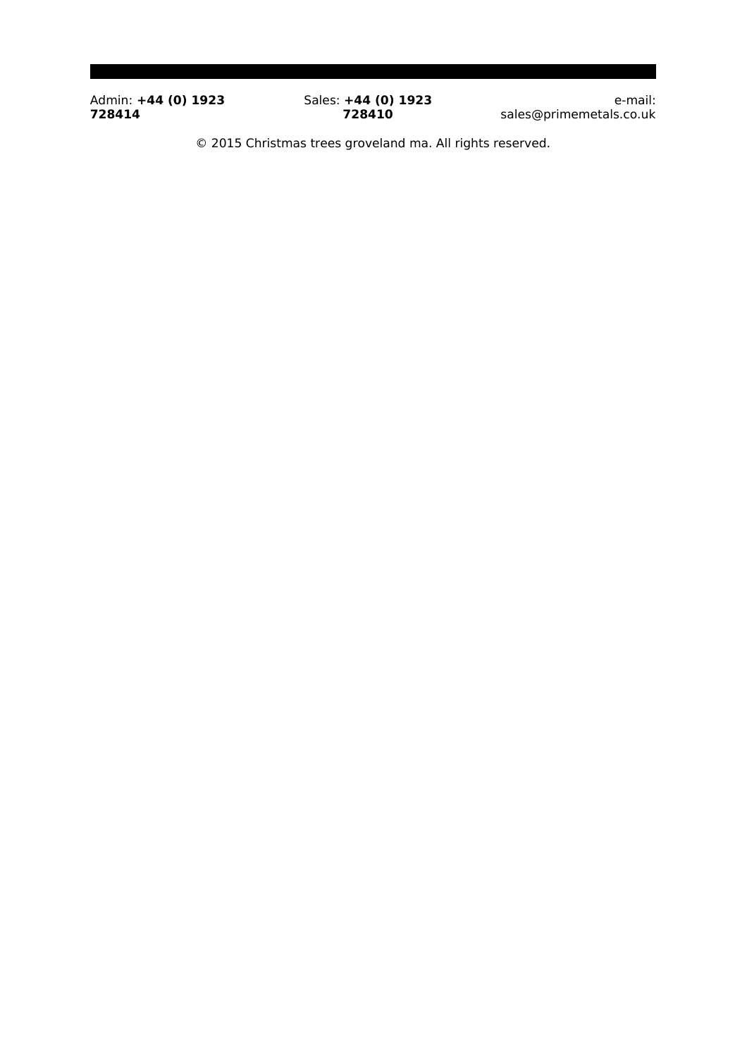Admin: **+44 (0) 1923 728414**

Sales: **+44 (0) 1923 728410**

e-mail: sales@primemetals.co.uk

© 2015 Christmas trees groveland ma. All rights reserved.